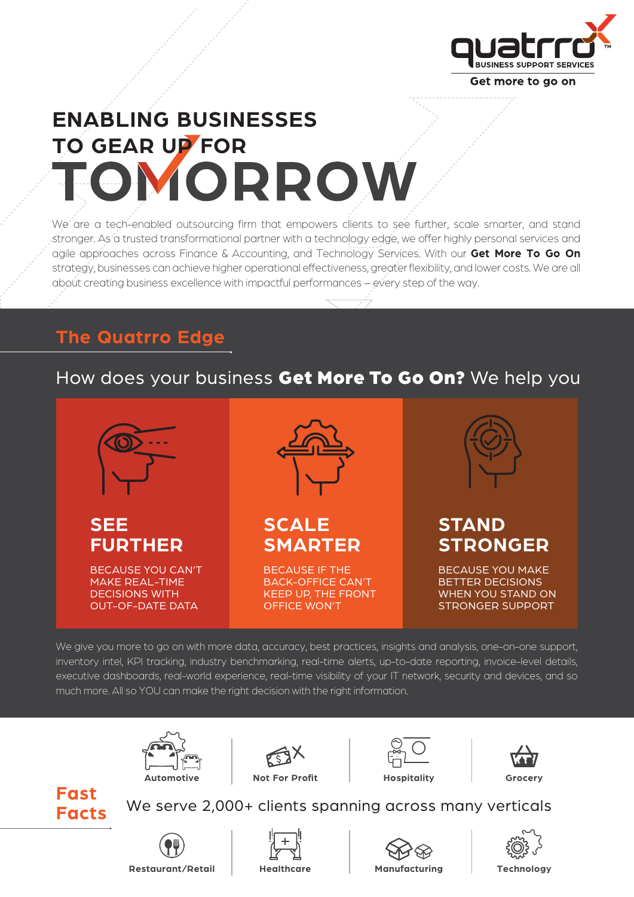quatrro BUSINESS SUPPORT SERVICES

Get more to go on

# ENABLING BUSINESSES TO GEAR UP FOR TOMORROW

We are a tech-enabled outsourcing firm that empowers clients to see further, scale smarter, and stand stronger. As a trusted transformational partner with a technology edge, we offer highly personal services and agile approaches across Finance & Accounting, and Technology Services. With our **Get More To Go On** strategy, businesses can achieve higher operational effectiveness, greater flexibility, and lower costs. We are all about creating business excellence with impactful performances – every step of the way.

## The Quatrro Edge

How does your business **Get More To Go On?** We help you

### SEE FURTHER

BECAUSE YOU CAN'T MAKE REAL-TIME DECISIONS WITH OUT-OF-DATE DATA

### SCALE SMARTER

BECAUSE IF THE BACK-OFFICE CAN'T KEEP UP, THE FRONT OFFICE WON'T

### STAND STRONGER

BECAUSE YOU MAKE BETTER DECISIONS WHEN YOU STAND ON STRONGER SUPPORT

We give you more to go on with more data, accuracy, best practices, insights and analysis, one-on-one support, inventory intel, KPI tracking, industry benchmarking, real-time alerts, up-to-date reporting, invoice-level details, executive dashboards, real-world experience, real-time visibility of your IT network, security and devices, and so much more. All so YOU can make the right decision with the right information.

## Fast Facts

We serve 2,000+ clients spanning across many verticals

- Automotive
- Not For Profit
- Hospitality
- Grocery
- Restaurant/Retail
- Healthcare
- Manufacturing
- Technology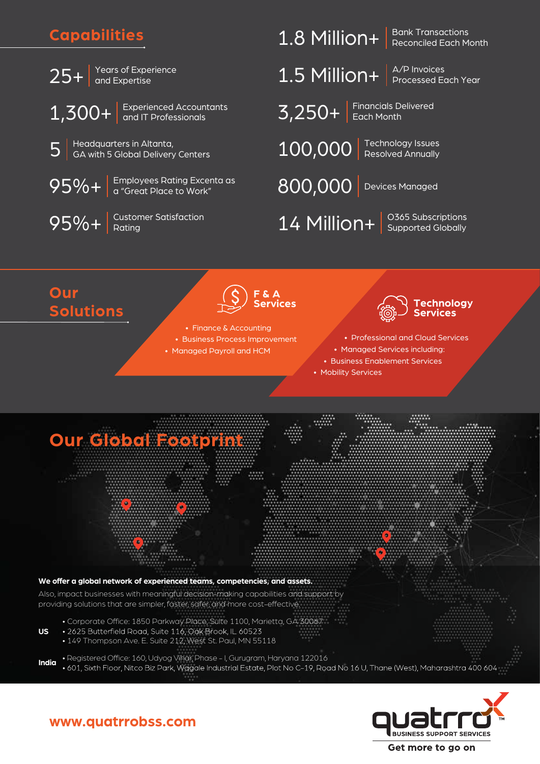## Capabilities

25+ Years of Experience and Expertise

1,300+ Experienced Accountants and IT Professionals

5 Headquarters in Altanta, GA with 5 Global Delivery Centers

95%+ Employees Rating Excenta as a "Great Place to Work"

95%+ Customer Satisfaction Rating

1.8 Million+ Bank Transactions Reconciled Each Month

1.5 Million+ A/P Invoices Processed Each Year

3,250+ Financials Delivered Each Month

100,000 Technology Issues Resolved Annually

800,000 Devices Managed

14 Million+ O365 Subscriptions Supported Globally

## Our Solutions

### F & A Services

- Finance & Accounting
- Business Process Improvement
- Managed Payroll and HCM

### Technology Services

- Professional and Cloud Services
- Managed Services including:
- Business Enablement Services
- Mobility Services

## Our Global Footprint

**We offer a global network of experienced teams, competencies, and assets.**

Also, impact businesses with meaningful decision-making capabilities and support by providing solutions that are simpler, faster, safer, and more cost-effective.

**US**
- Corporate Office: 1850 Parkway Place, Suite 1100, Marietta, GA 30067
- 2625 Butterfield Road, Suite 116, Oak Brook, IL 60523
- 149 Thompson Ave. E. Suite 212, West St. Paul, MN 55118

**India**
- Registered Office: 160, Udyog Vihar, Phase – I, Gurugram, Haryana 122016
- 601, Sixth Floor, Nitco Biz Park, Wagale Industrial Estate, Plot No C-19, Road No 16 U, Thane (West), Maharashtra 400 604

www.quatrrobss.com

quatrro™ BUSINESS SUPPORT SERVICES

Get more to go on